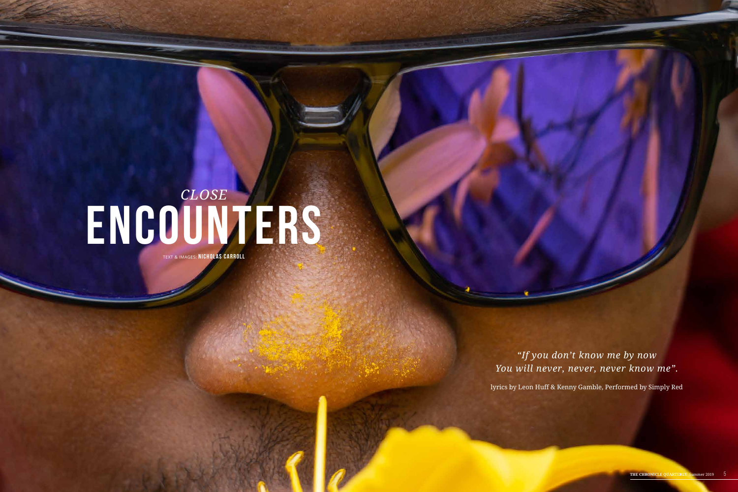# *CLOSE* ENCOUNTERS

TEXT & IMAGES: **NICHOLAS CARROLL**

*"If you don't know me by now*
*You will never, never, never know me".*

lyrics by Leon Huff & Kenny Gamble, Performed by Simply Red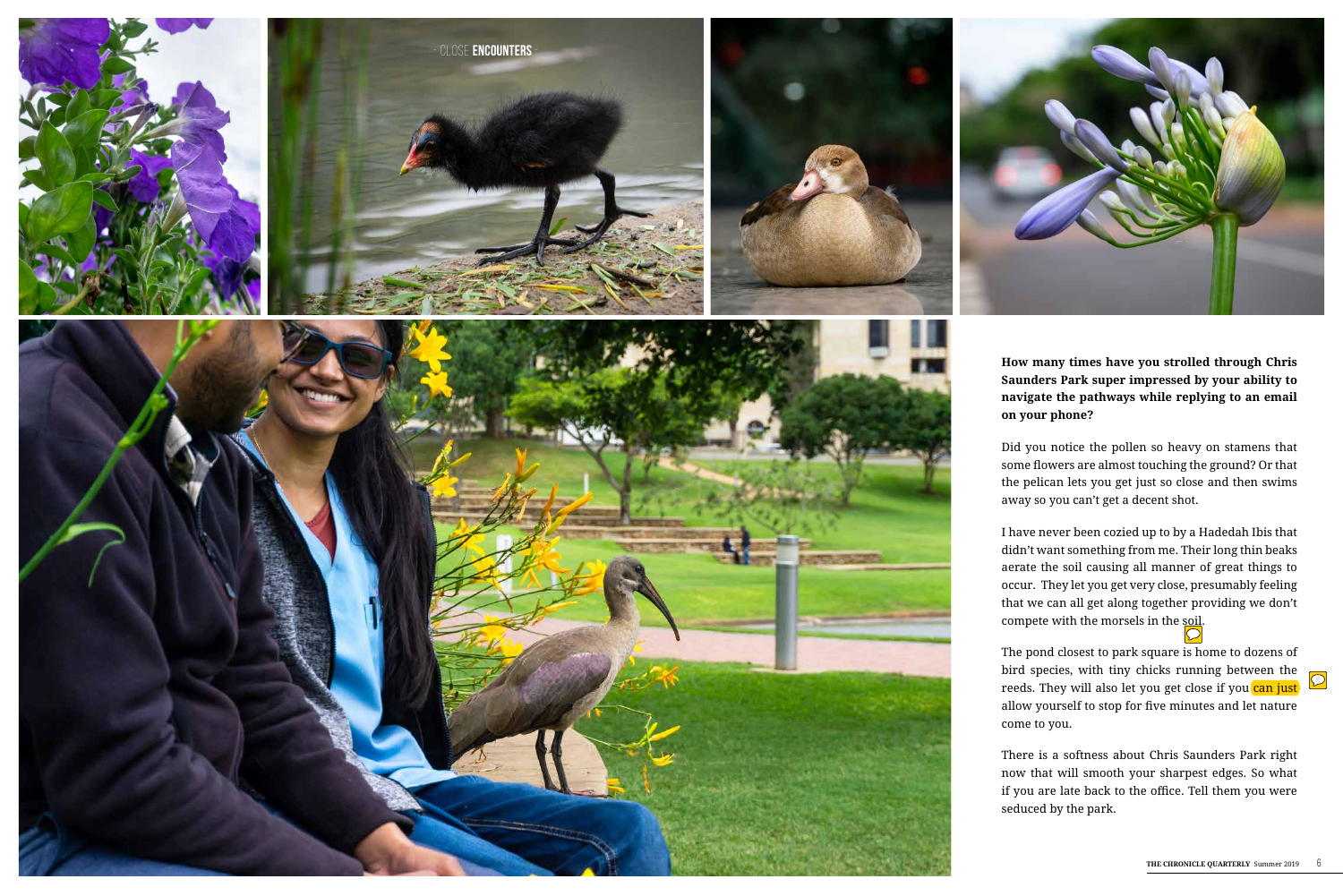**How many times have you strolled through Chris Saunders Park super impressed by your ability to navigate the pathways while replying to an email on your phone?**

Did you notice the pollen so heavy on stamens that some flowers are almost touching the ground? Or that the pelican lets you get just so close and then swims away so you can't get a decent shot.

I have never been cozied up to by a Hadedah Ibis that didn't want something from me. Their long thin beaks aerate the soil causing all manner of great things to occur. They let you get very close, presumably feeling that we can all get along together providing we don't compete with the morsels in the soil.

The pond closest to park square is home to dozens of bird species, with tiny chicks running between the reeds. They will also let you get close if you can just allow yourself to stop for five minutes and let nature come to you.

There is a softness about Chris Saunders Park right now that will smooth your sharpest edges. So what if you are late back to the office. Tell them you were seduced by the park.